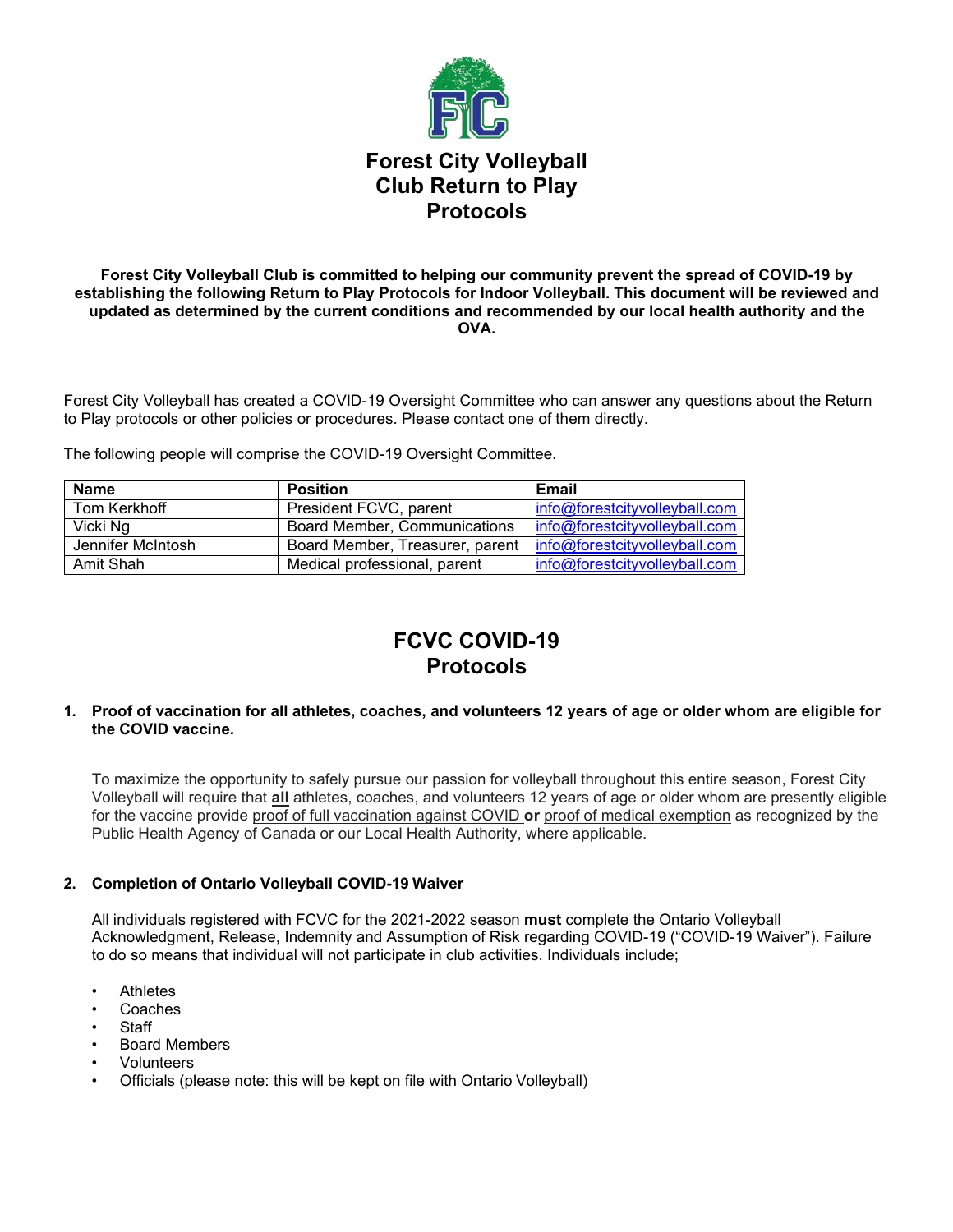# Forest City Volleyball Club Return to Play Protocols

**Forest City Volleyball Club is committed to helping our community prevent the spread of COVID-19 by establishing the following Return to Play Protocols for Indoor Volleyball. This document will be reviewed and updated as determined by the current conditions and recommended by our local health authority and the OVA.**

Forest City Volleyball has created a COVID-19 Oversight Committee who can answer any questions about the Return to Play protocols or other policies or procedures. Please contact one of them directly.

The following people will comprise the COVID-19 Oversight Committee.

| Name | Position | Email |
| --- | --- | --- |
| Tom Kerkhoff | President FCVC, parent | info@forestcityvolleyball.com |
| Vicki Ng | Board Member, Communications | info@forestcityvolleyball.com |
| Jennifer McIntosh | Board Member, Treasurer, parent | info@forestcityvolleyball.com |
| Amit Shah | Medical professional, parent | info@forestcityvolleyball.com |

## FCVC COVID-19 Protocols

**1. Proof of vaccination for all athletes, coaches, and volunteers 12 years of age or older whom are eligible for the COVID vaccine.**

To maximize the opportunity to safely pursue our passion for volleyball throughout this entire season, Forest City Volleyball will require that **all** athletes, coaches, and volunteers 12 years of age or older whom are presently eligible for the vaccine provide proof of full vaccination against COVID **or** proof of medical exemption as recognized by the Public Health Agency of Canada or our Local Health Authority, where applicable.

**2. Completion of Ontario Volleyball COVID-19 Waiver**

All individuals registered with FCVC for the 2021-2022 season **must** complete the Ontario Volleyball Acknowledgment, Release, Indemnity and Assumption of Risk regarding COVID-19 ("COVID-19 Waiver"). Failure to do so means that individual will not participate in club activities. Individuals include;

- Athletes
- Coaches
- Staff
- Board Members
- Volunteers
- Officials (please note: this will be kept on file with Ontario Volleyball)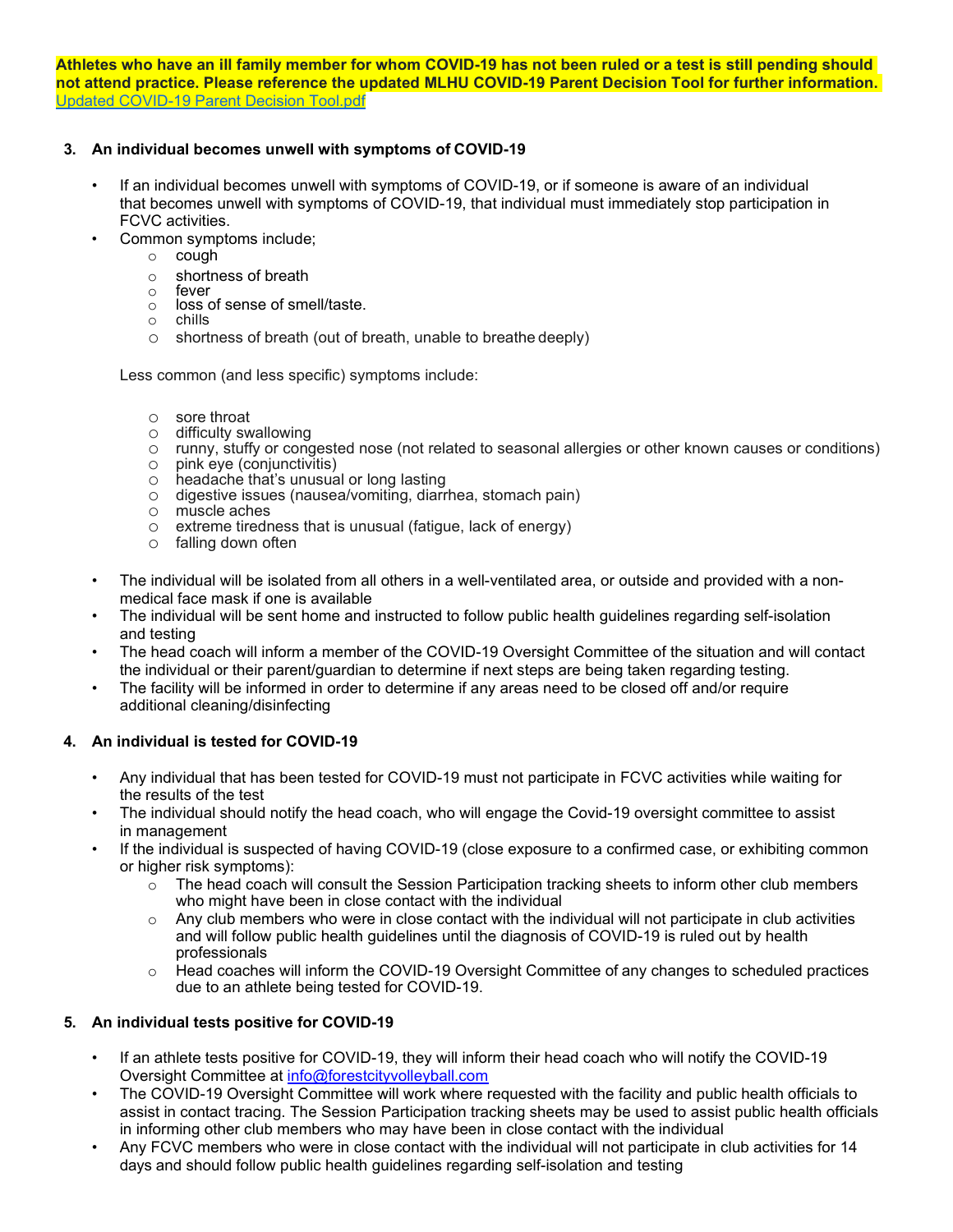**Athletes who have an ill family member for whom COVID-19 has not been ruled or a test is still pending should not attend practice. Please reference the updated MLHU COVID-19 Parent Decision Tool for further information.**
[Updated COVID-19 Parent Decision Tool.pdf]

### 3. An individual becomes unwell with symptoms of COVID-19

- If an individual becomes unwell with symptoms of COVID-19, or if someone is aware of an individual that becomes unwell with symptoms of COVID-19, that individual must immediately stop participation in FCVC activities.
- Common symptoms include;
  - cough
  - shortness of breath
  - fever
  - loss of sense of smell/taste.
  - chills
  - shortness of breath (out of breath, unable to breathe deeply)

  Less common (and less specific) symptoms include:

  - sore throat
  - difficulty swallowing
  - runny, stuffy or congested nose (not related to seasonal allergies or other known causes or conditions)
  - pink eye (conjunctivitis)
  - headache that's unusual or long lasting
  - digestive issues (nausea/vomiting, diarrhea, stomach pain)
  - muscle aches
  - extreme tiredness that is unusual (fatigue, lack of energy)
  - falling down often

- The individual will be isolated from all others in a well-ventilated area, or outside and provided with a non-medical face mask if one is available
- The individual will be sent home and instructed to follow public health guidelines regarding self-isolation and testing
- The head coach will inform a member of the COVID-19 Oversight Committee of the situation and will contact the individual or their parent/guardian to determine if next steps are being taken regarding testing.
- The facility will be informed in order to determine if any areas need to be closed off and/or require additional cleaning/disinfecting

### 4. An individual is tested for COVID-19

- Any individual that has been tested for COVID-19 must not participate in FCVC activities while waiting for the results of the test
- The individual should notify the head coach, who will engage the Covid-19 oversight committee to assist in management
- If the individual is suspected of having COVID-19 (close exposure to a confirmed case, or exhibiting common or higher risk symptoms):
  - The head coach will consult the Session Participation tracking sheets to inform other club members who might have been in close contact with the individual
  - Any club members who were in close contact with the individual will not participate in club activities and will follow public health guidelines until the diagnosis of COVID-19 is ruled out by health professionals
  - Head coaches will inform the COVID-19 Oversight Committee of any changes to scheduled practices due to an athlete being tested for COVID-19.

### 5. An individual tests positive for COVID-19

- If an athlete tests positive for COVID-19, they will inform their head coach who will notify the COVID-19 Oversight Committee at info@forestcityvolleyball.com
- The COVID-19 Oversight Committee will work where requested with the facility and public health officials to assist in contact tracing. The Session Participation tracking sheets may be used to assist public health officials in informing other club members who may have been in close contact with the individual
- Any FCVC members who were in close contact with the individual will not participate in club activities for 14 days and should follow public health guidelines regarding self-isolation and testing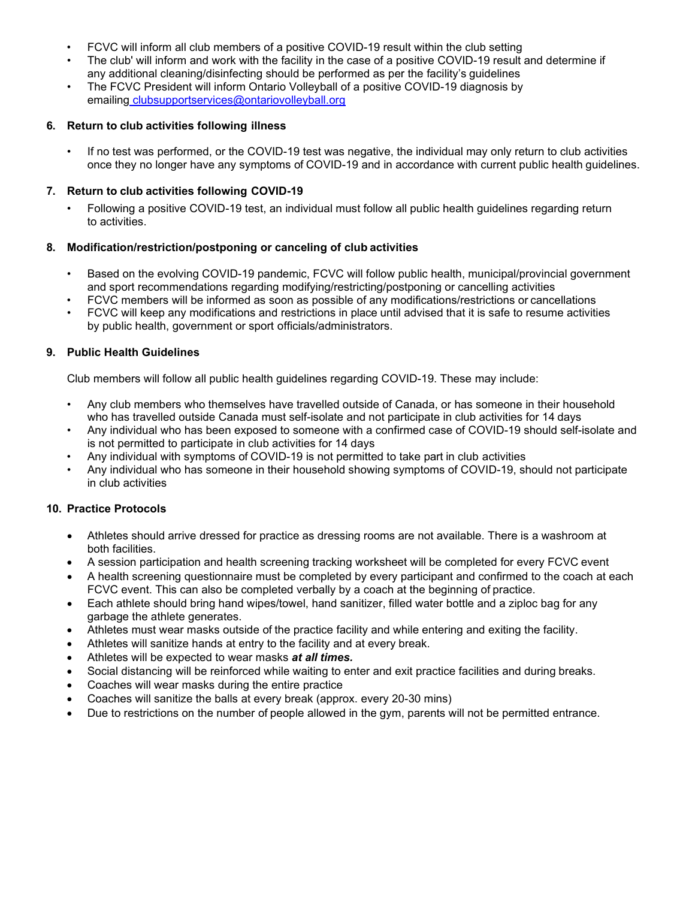- FCVC will inform all club members of a positive COVID-19 result within the club setting
- The club' will inform and work with the facility in the case of a positive COVID-19 result and determine if any additional cleaning/disinfecting should be performed as per the facility's guidelines
- The FCVC President will inform Ontario Volleyball of a positive COVID-19 diagnosis by emailing clubsupportservices@ontariovolleyball.org

### 6. Return to club activities following illness

- If no test was performed, or the COVID-19 test was negative, the individual may only return to club activities once they no longer have any symptoms of COVID-19 and in accordance with current public health guidelines.

### 7. Return to club activities following COVID-19

- Following a positive COVID-19 test, an individual must follow all public health guidelines regarding return to activities.

### 8. Modification/restriction/postponing or canceling of club activities

- Based on the evolving COVID-19 pandemic, FCVC will follow public health, municipal/provincial government and sport recommendations regarding modifying/restricting/postponing or cancelling activities
- FCVC members will be informed as soon as possible of any modifications/restrictions or cancellations
- FCVC will keep any modifications and restrictions in place until advised that it is safe to resume activities by public health, government or sport officials/administrators.

### 9. Public Health Guidelines

Club members will follow all public health guidelines regarding COVID-19. These may include:

- Any club members who themselves have travelled outside of Canada, or has someone in their household who has travelled outside Canada must self-isolate and not participate in club activities for 14 days
- Any individual who has been exposed to someone with a confirmed case of COVID-19 should self-isolate and is not permitted to participate in club activities for 14 days
- Any individual with symptoms of COVID-19 is not permitted to take part in club activities
- Any individual who has someone in their household showing symptoms of COVID-19, should not participate in club activities

### 10. Practice Protocols

- Athletes should arrive dressed for practice as dressing rooms are not available. There is a washroom at both facilities.
- A session participation and health screening tracking worksheet will be completed for every FCVC event
- A health screening questionnaire must be completed by every participant and confirmed to the coach at each FCVC event. This can also be completed verbally by a coach at the beginning of practice.
- Each athlete should bring hand wipes/towel, hand sanitizer, filled water bottle and a ziploc bag for any garbage the athlete generates.
- Athletes must wear masks outside of the practice facility and while entering and exiting the facility.
- Athletes will sanitize hands at entry to the facility and at every break.
- Athletes will be expected to wear masks ***at all times.***
- Social distancing will be reinforced while waiting to enter and exit practice facilities and during breaks.
- Coaches will wear masks during the entire practice
- Coaches will sanitize the balls at every break (approx. every 20-30 mins)
- Due to restrictions on the number of people allowed in the gym, parents will not be permitted entrance.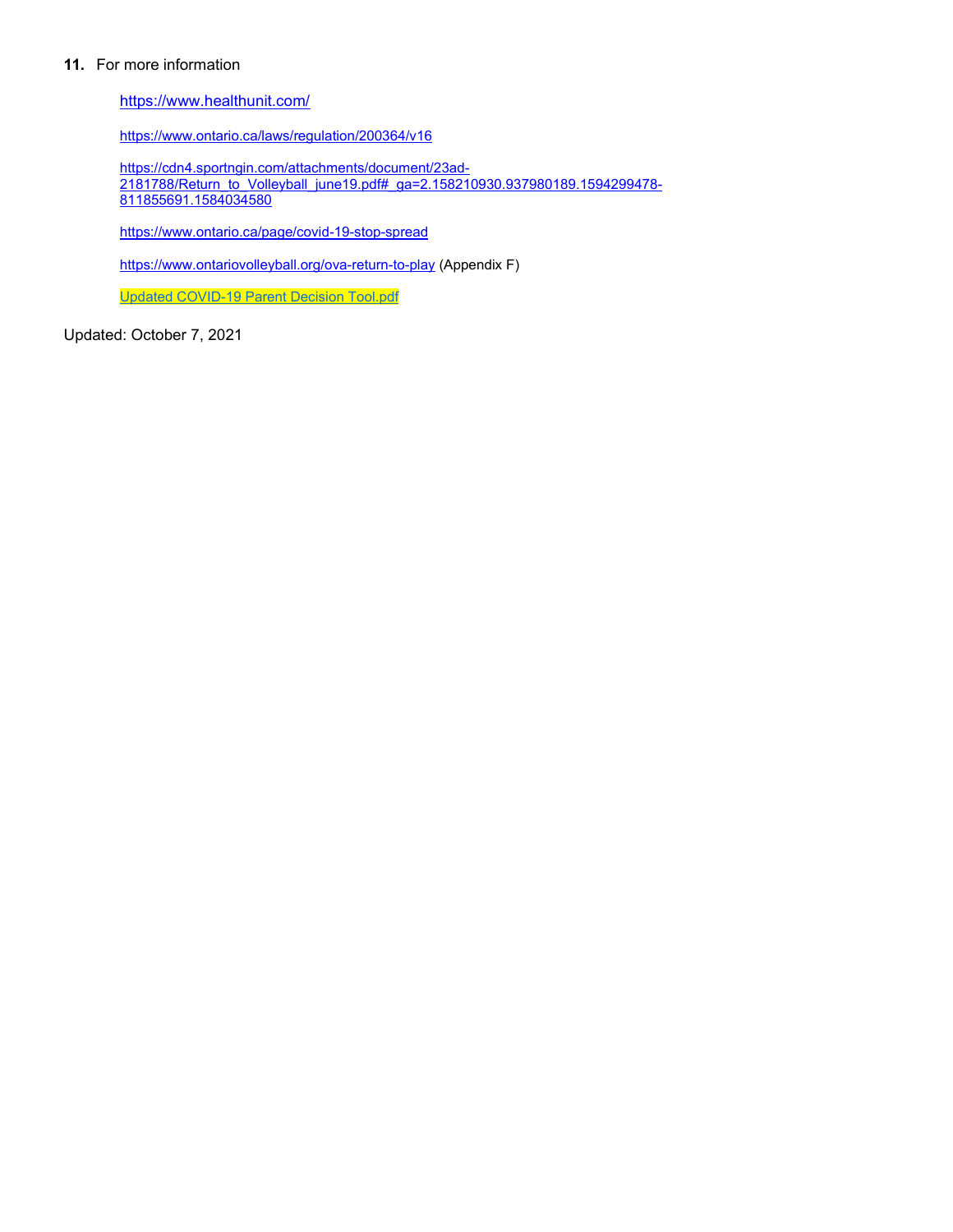**11.** For more information

https://www.healthunit.com/

https://www.ontario.ca/laws/regulation/200364/v16

https://cdn4.sportngin.com/attachments/document/23ad-2181788/Return_to_Volleyball_june19.pdf#_ga=2.158210930.937980189.1594299478-811855691.1584034580

https://www.ontario.ca/page/covid-19-stop-spread

https://www.ontariovolleyball.org/ova-return-to-play (Appendix F)

Updated COVID-19 Parent Decision Tool.pdf

Updated: October 7, 2021